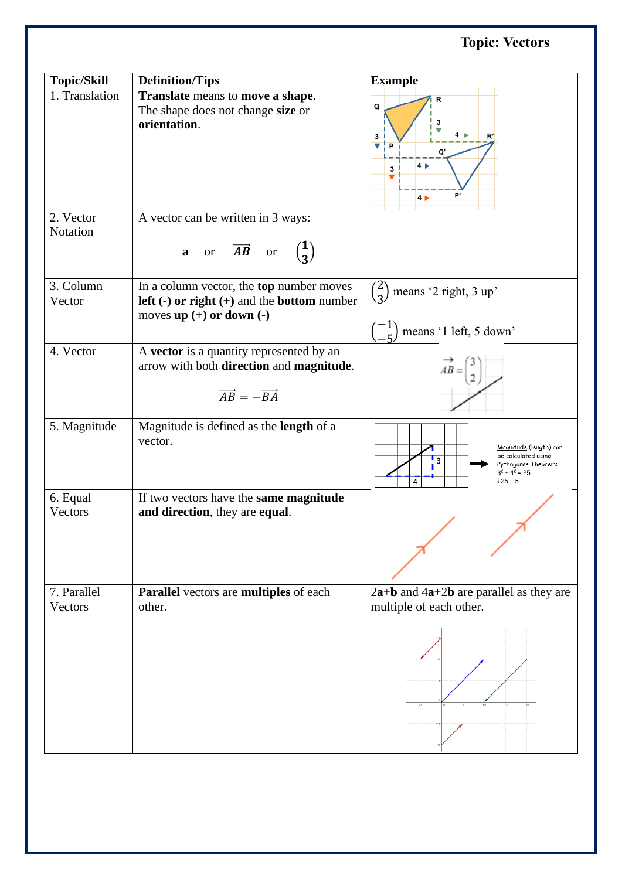**Topic: Vectors**

| Topic/Skill | Definition/Tips | Example |
|---|---|---|
| 1. Translation | **Translate** means to **move a shape**. The shape does not change **size** or **orientation**. | |
| 2. Vector Notation | A vector can be written in 3 ways: **a** or $\overrightarrow{AB}$ or $\begin{pmatrix} 1 \\ 3 \end{pmatrix}$ | |
| 3. Column Vector | In a column vector, the **top** number moves **left (-) or right (+)** and the **bottom** number moves **up (+) or down (-)** | $\begin{pmatrix} 2 \\ 3 \end{pmatrix}$ means '2 right, 3 up'<br>$\begin{pmatrix} -1 \\ -5 \end{pmatrix}$ means '1 left, 5 down' |
| 4. Vector | A **vector** is a quantity represented by an arrow with both **direction** and **magnitude**. $\overrightarrow{AB} = -\overrightarrow{BA}$ | $\overrightarrow{AB} = \begin{pmatrix} 3 \\ 2 \end{pmatrix}$ |
| 5. Magnitude | Magnitude is defined as the **length** of a vector. | Magnitude (length) can be calculated using Pythagoras Theorem: $3^2 + 4^2 = 25$, $\sqrt{25} = 5$ |
| 6. Equal Vectors | If two vectors have the **same magnitude and direction**, they are **equal**. | |
| 7. Parallel Vectors | **Parallel** vectors are **multiples** of each other. | 2**a**+**b** and 4**a**+2**b** are parallel as they are multiple of each other. |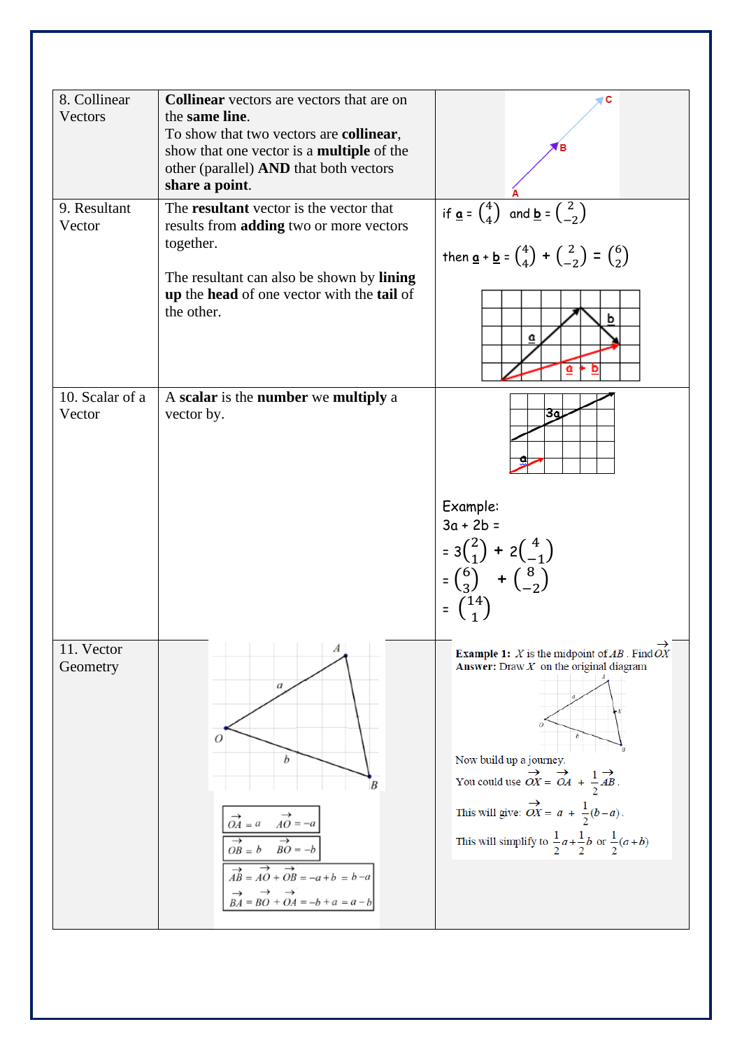| | | |
|---|---|---|
| 8. Collinear Vectors | **Collinear** vectors are vectors that are on the **same line**.<br>To show that two vectors are **collinear**, show that one vector is a **multiple** of the other (parallel) **AND** that both vectors **share a point**. | C<br>B<br>A |
| 9. Resultant Vector | The **resultant** vector is the vector that results from **adding** two or more vectors together.<br><br>The resultant can also be shown by **lining up** the **head** of one vector with the **tail** of the other. | if $\underline{a} = \begin{pmatrix} 4 \\ 4 \end{pmatrix}$ and $\underline{b} = \begin{pmatrix} 2 \\ -2 \end{pmatrix}$<br><br>then $\underline{a} + \underline{b} = \begin{pmatrix} 4 \\ 4 \end{pmatrix} + \begin{pmatrix} 2 \\ -2 \end{pmatrix} = \begin{pmatrix} 6 \\ 2 \end{pmatrix}$<br><br>a b a + b |
| 10. Scalar of a Vector | A **scalar** is the **number** we **multiply** a vector by. | 3a<br>a<br><br>Example:<br>3a + 2b =<br>$= 3\begin{pmatrix} 2 \\ 1 \end{pmatrix} + 2\begin{pmatrix} 4 \\ -1 \end{pmatrix}$<br>$= \begin{pmatrix} 6 \\ 3 \end{pmatrix} + \begin{pmatrix} 8 \\ -2 \end{pmatrix}$<br>$= \begin{pmatrix} 14 \\ 1 \end{pmatrix}$ |
| 11. Vector Geometry | A a O b B<br><br>$\overrightarrow{OA} = a \quad \overrightarrow{AO} = -a$<br>$\overrightarrow{OB} = b \quad \overrightarrow{BO} = -b$<br>$\overrightarrow{AB} = \overrightarrow{AO} + \overrightarrow{OB} = -a + b = b - a$<br>$\overrightarrow{BA} = \overrightarrow{BO} + \overrightarrow{OA} = -b + a = a - b$ | **Example 1:** $X$ is the midpoint of $AB$. Find $\overrightarrow{OX}$<br>**Answer:** Draw $X$ on the original diagram<br><br>Now build up a journey.<br>You could use $\overrightarrow{OX} = \overrightarrow{OA} + \frac{1}{2}\overrightarrow{AB}$.<br><br>This will give: $\overrightarrow{OX} = a + \frac{1}{2}(b - a)$.<br><br>This will simplify to $\frac{1}{2}a + \frac{1}{2}b$ or $\frac{1}{2}(a + b)$ |